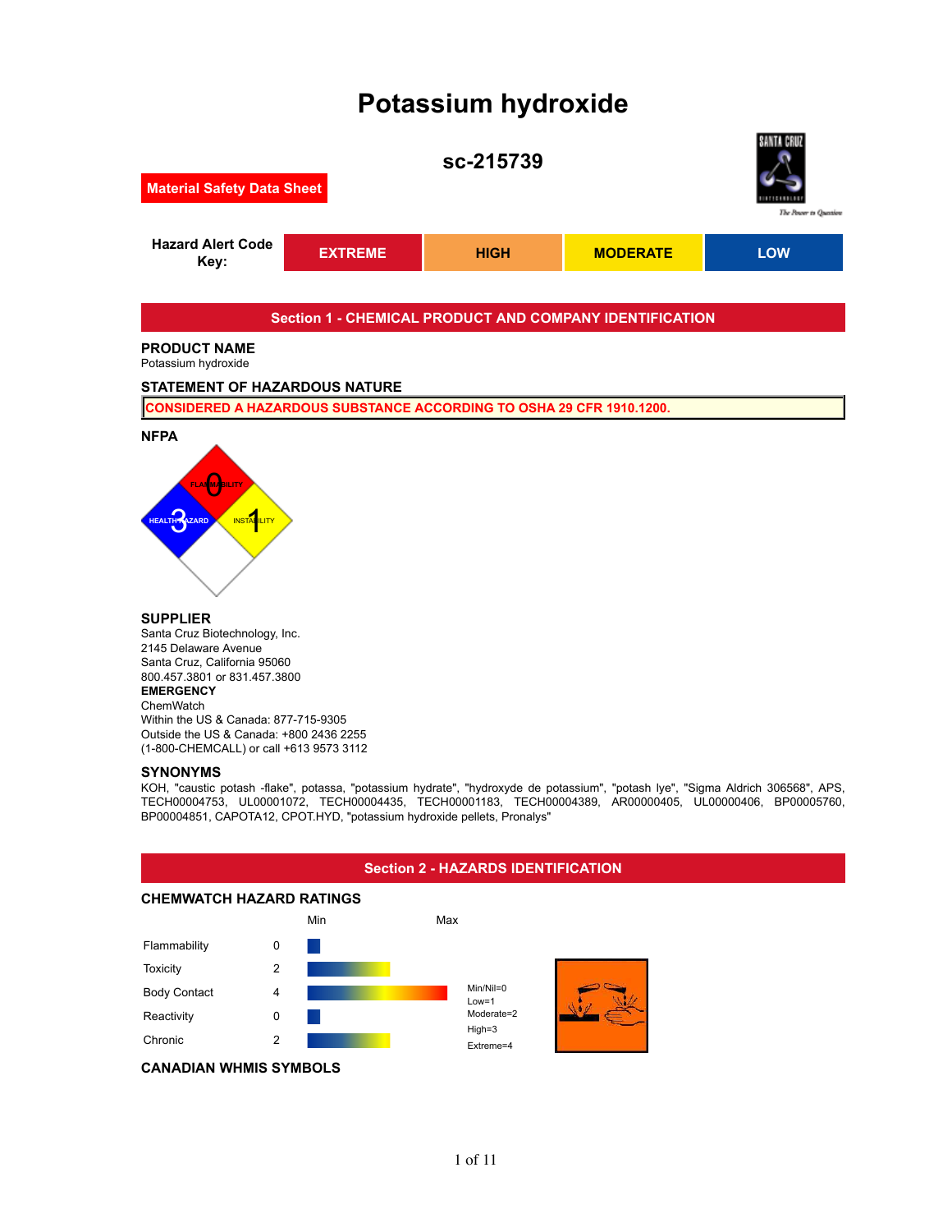# Potassium hydroxide

## sc-215739

**Material Safety Data Sheet**

| Hazard Alert Code Key: | EXTREME | HIGH | MODERATE | LOW |
|---|---|---|---|---|

## Section 1 - CHEMICAL PRODUCT AND COMPANY IDENTIFICATION

### PRODUCT NAME

Potassium hydroxide

### STATEMENT OF HAZARDOUS NATURE

CONSIDERED A HAZARDOUS SUBSTANCE ACCORDING TO OSHA 29 CFR 1910.1200.

### NFPA

FLAMMABILITY 0
HEALTH HAZARD 3
INSTABILITY 1

### SUPPLIER

Santa Cruz Biotechnology, Inc.
2145 Delaware Avenue
Santa Cruz, California 95060
800.457.3801 or 831.457.3800

**EMERGENCY**

ChemWatch
Within the US & Canada: 877-715-9305
Outside the US & Canada: +800 2436 2255
(1-800-CHEMCALL) or call +613 9573 3112

### SYNONYMS

KOH, "caustic potash -flake", potassa, "potassium hydrate", "hydroxyde de potassium", "potash lye", "Sigma Aldrich 306568", APS, TECH00004753, UL00001072, TECH00004435, TECH00001183, TECH00004389, AR00000405, UL00000406, BP00005760, BP00004851, CAPOTA12, CPOT.HYD, "potassium hydroxide pellets, Pronalys"

## Section 2 - HAZARDS IDENTIFICATION

### CHEMWATCH HAZARD RATINGS

| | | Min | Max |
|---|---|---|---|
| Flammability | 0 | | |
| Toxicity | 2 | | |
| Body Contact | 4 | | |
| Reactivity | 0 | | |
| Chronic | 2 | | |

Min/Nil=0
Low=1
Moderate=2
High=3
Extreme=4

### CANADIAN WHMIS SYMBOLS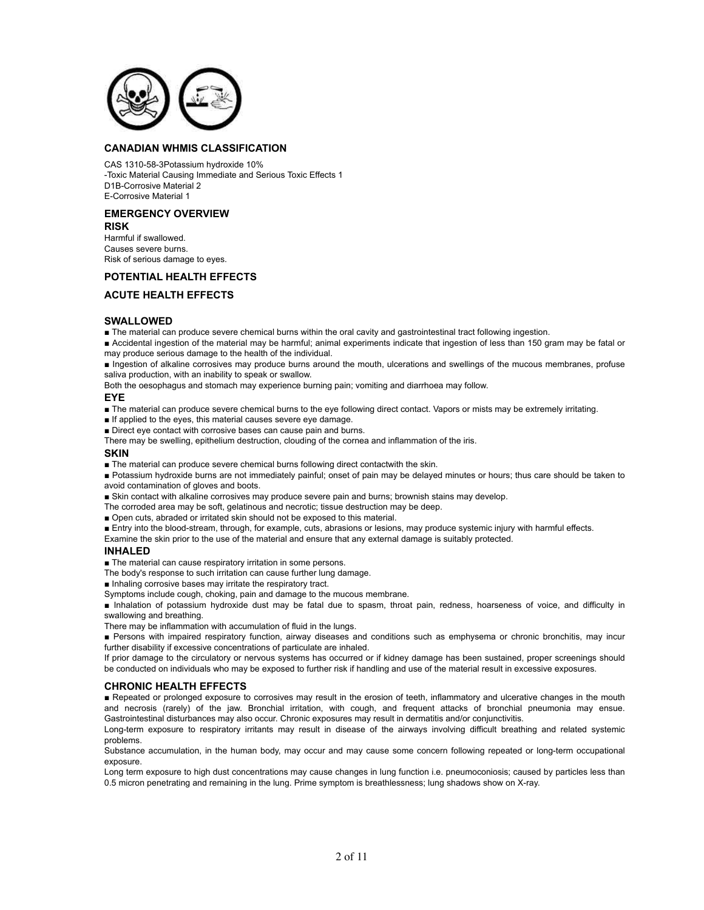## CANADIAN WHMIS CLASSIFICATION

CAS 1310-58-3Potassium hydroxide 10%
-Toxic Material Causing Immediate and Serious Toxic Effects 1
D1B-Corrosive Material 2
E-Corrosive Material 1

## EMERGENCY OVERVIEW

### RISK

Harmful if swallowed.
Causes severe burns.
Risk of serious damage to eyes.

## POTENTIAL HEALTH EFFECTS

## ACUTE HEALTH EFFECTS

### SWALLOWED

■ The material can produce severe chemical burns within the oral cavity and gastrointestinal tract following ingestion.

■ Accidental ingestion of the material may be harmful; animal experiments indicate that ingestion of less than 150 gram may be fatal or may produce serious damage to the health of the individual.

■ Ingestion of alkaline corrosives may produce burns around the mouth, ulcerations and swellings of the mucous membranes, profuse saliva production, with an inability to speak or swallow.

Both the oesophagus and stomach may experience burning pain; vomiting and diarrhoea may follow.

### EYE

■ The material can produce severe chemical burns to the eye following direct contact. Vapors or mists may be extremely irritating.

■ If applied to the eyes, this material causes severe eye damage.

■ Direct eye contact with corrosive bases can cause pain and burns.

There may be swelling, epithelium destruction, clouding of the cornea and inflammation of the iris.

### SKIN

■ The material can produce severe chemical burns following direct contactwith the skin.

■ Potassium hydroxide burns are not immediately painful; onset of pain may be delayed minutes or hours; thus care should be taken to avoid contamination of gloves and boots.

■ Skin contact with alkaline corrosives may produce severe pain and burns; brownish stains may develop.

The corroded area may be soft, gelatinous and necrotic; tissue destruction may be deep.

■ Open cuts, abraded or irritated skin should not be exposed to this material.

■ Entry into the blood-stream, through, for example, cuts, abrasions or lesions, may produce systemic injury with harmful effects.

Examine the skin prior to the use of the material and ensure that any external damage is suitably protected.

### INHALED

■ The material can cause respiratory irritation in some persons.

The body's response to such irritation can cause further lung damage.

■ Inhaling corrosive bases may irritate the respiratory tract.

Symptoms include cough, choking, pain and damage to the mucous membrane.

■ Inhalation of potassium hydroxide dust may be fatal due to spasm, throat pain, redness, hoarseness of voice, and difficulty in swallowing and breathing.

There may be inflammation with accumulation of fluid in the lungs.

■ Persons with impaired respiratory function, airway diseases and conditions such as emphysema or chronic bronchitis, may incur further disability if excessive concentrations of particulate are inhaled.

If prior damage to the circulatory or nervous systems has occurred or if kidney damage has been sustained, proper screenings should be conducted on individuals who may be exposed to further risk if handling and use of the material result in excessive exposures.

## CHRONIC HEALTH EFFECTS

■ Repeated or prolonged exposure to corrosives may result in the erosion of teeth, inflammatory and ulcerative changes in the mouth and necrosis (rarely) of the jaw. Bronchial irritation, with cough, and frequent attacks of bronchial pneumonia may ensue. Gastrointestinal disturbances may also occur. Chronic exposures may result in dermatitis and/or conjunctivitis.

Long-term exposure to respiratory irritants may result in disease of the airways involving difficult breathing and related systemic problems.

Substance accumulation, in the human body, may occur and may cause some concern following repeated or long-term occupational exposure.

Long term exposure to high dust concentrations may cause changes in lung function i.e. pneumoconiosis; caused by particles less than 0.5 micron penetrating and remaining in the lung. Prime symptom is breathlessness; lung shadows show on X-ray.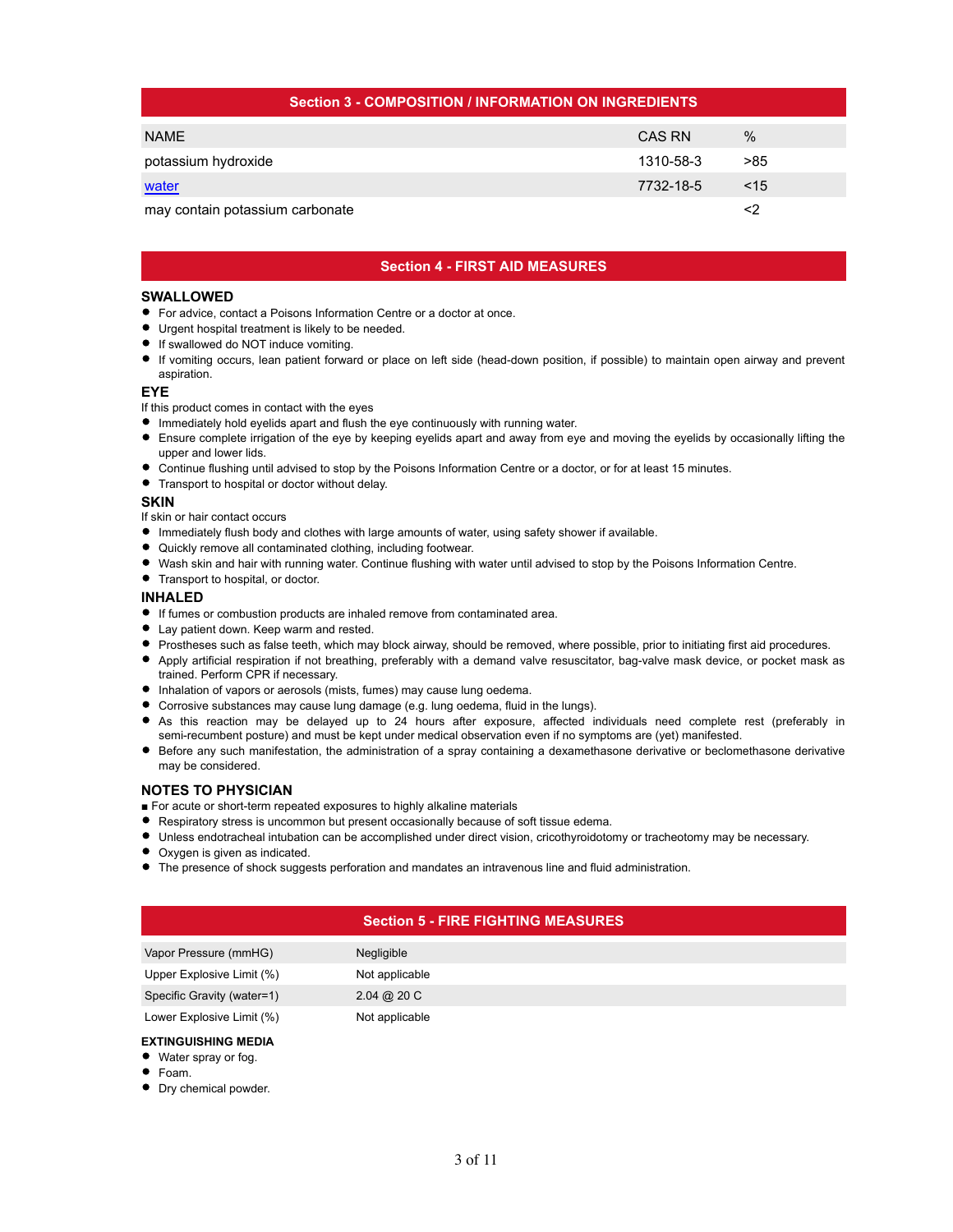## Section 3 - COMPOSITION / INFORMATION ON INGREDIENTS

| NAME | CAS RN | % |
|---|---|---|
| potassium hydroxide | 1310-58-3 | >85 |
| water | 7732-18-5 | <15 |
| may contain potassium carbonate | | <2 |

## Section 4 - FIRST AID MEASURES

### SWALLOWED

- For advice, contact a Poisons Information Centre or a doctor at once.
- Urgent hospital treatment is likely to be needed.
- If swallowed do NOT induce vomiting.
- If vomiting occurs, lean patient forward or place on left side (head-down position, if possible) to maintain open airway and prevent aspiration.

### EYE

If this product comes in contact with the eyes

- Immediately hold eyelids apart and flush the eye continuously with running water.
- Ensure complete irrigation of the eye by keeping eyelids apart and away from eye and moving the eyelids by occasionally lifting the upper and lower lids.
- Continue flushing until advised to stop by the Poisons Information Centre or a doctor, or for at least 15 minutes.
- Transport to hospital or doctor without delay.

### SKIN

If skin or hair contact occurs

- Immediately flush body and clothes with large amounts of water, using safety shower if available.
- Quickly remove all contaminated clothing, including footwear.
- Wash skin and hair with running water. Continue flushing with water until advised to stop by the Poisons Information Centre.
- Transport to hospital, or doctor.

### INHALED

- If fumes or combustion products are inhaled remove from contaminated area.
- Lay patient down. Keep warm and rested.
- Prostheses such as false teeth, which may block airway, should be removed, where possible, prior to initiating first aid procedures.
- Apply artificial respiration if not breathing, preferably with a demand valve resuscitator, bag-valve mask device, or pocket mask as trained. Perform CPR if necessary.
- Inhalation of vapors or aerosols (mists, fumes) may cause lung oedema.
- Corrosive substances may cause lung damage (e.g. lung oedema, fluid in the lungs).
- As this reaction may be delayed up to 24 hours after exposure, affected individuals need complete rest (preferably in semi-recumbent posture) and must be kept under medical observation even if no symptoms are (yet) manifested.
- Before any such manifestation, the administration of a spray containing a dexamethasone derivative or beclomethasone derivative may be considered.

### NOTES TO PHYSICIAN

■ For acute or short-term repeated exposures to highly alkaline materials

- Respiratory stress is uncommon but present occasionally because of soft tissue edema.
- Unless endotracheal intubation can be accomplished under direct vision, cricothyroidotomy or tracheotomy may be necessary.
- Oxygen is given as indicated.
- The presence of shock suggests perforation and mandates an intravenous line and fluid administration.

## Section 5 - FIRE FIGHTING MEASURES

| | |
|---|---|
| Vapor Pressure (mmHG) | Negligible |
| Upper Explosive Limit (%) | Not applicable |
| Specific Gravity (water=1) | 2.04 @ 20 C |
| Lower Explosive Limit (%) | Not applicable |

#### EXTINGUISHING MEDIA

- Water spray or fog.
- Foam.
- Dry chemical powder.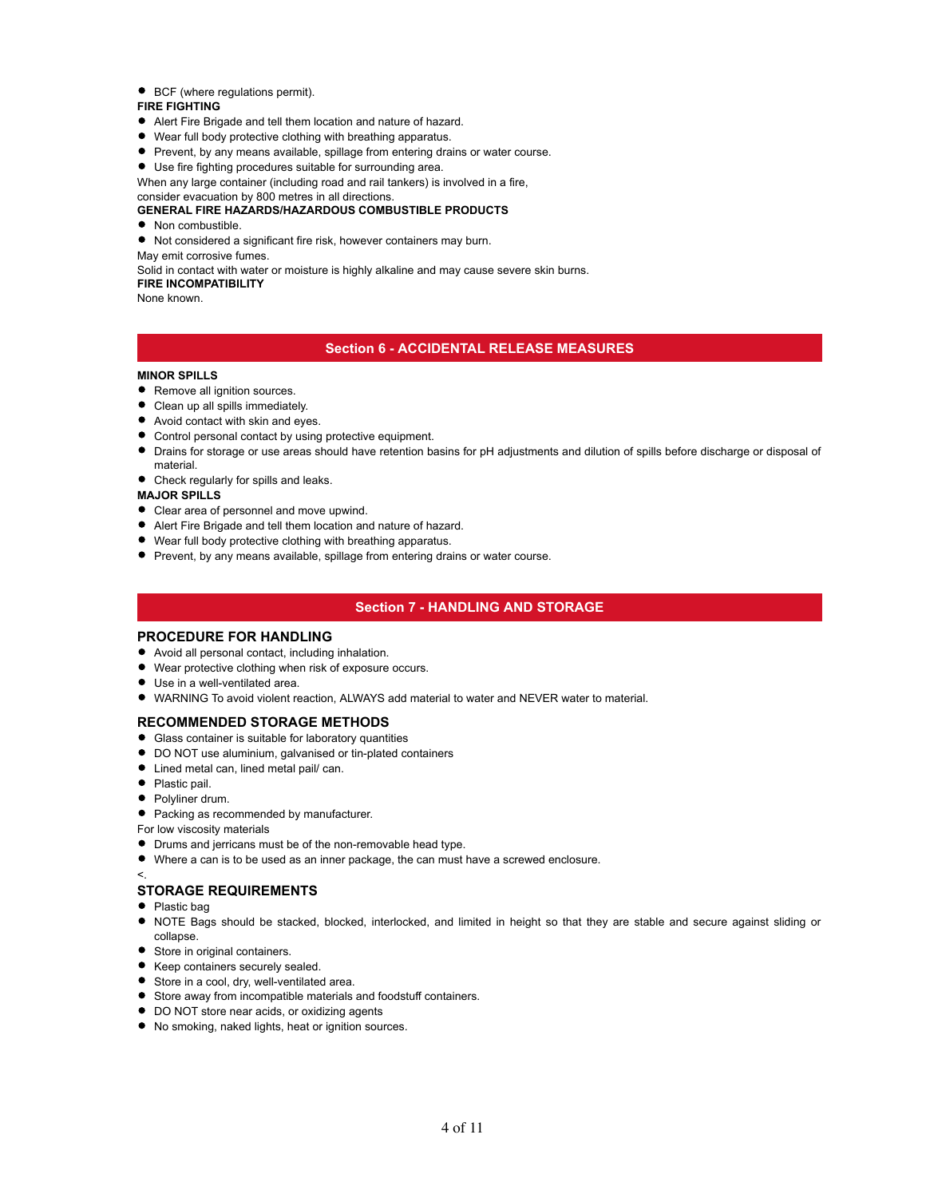- BCF (where regulations permit).

**FIRE FIGHTING**

- Alert Fire Brigade and tell them location and nature of hazard.
- Wear full body protective clothing with breathing apparatus.
- Prevent, by any means available, spillage from entering drains or water course.
- Use fire fighting procedures suitable for surrounding area.

When any large container (including road and rail tankers) is involved in a fire, consider evacuation by 800 metres in all directions.

**GENERAL FIRE HAZARDS/HAZARDOUS COMBUSTIBLE PRODUCTS**

- Non combustible.
- Not considered a significant fire risk, however containers may burn.

May emit corrosive fumes.

Solid in contact with water or moisture is highly alkaline and may cause severe skin burns.

**FIRE INCOMPATIBILITY**

None known.

## Section 6 - ACCIDENTAL RELEASE MEASURES

**MINOR SPILLS**

- Remove all ignition sources.
- Clean up all spills immediately.
- Avoid contact with skin and eyes.
- Control personal contact by using protective equipment.
- Drains for storage or use areas should have retention basins for pH adjustments and dilution of spills before discharge or disposal of material.
- Check regularly for spills and leaks.

**MAJOR SPILLS**

- Clear area of personnel and move upwind.
- Alert Fire Brigade and tell them location and nature of hazard.
- Wear full body protective clothing with breathing apparatus.
- Prevent, by any means available, spillage from entering drains or water course.

## Section 7 - HANDLING AND STORAGE

### PROCEDURE FOR HANDLING

- Avoid all personal contact, including inhalation.
- Wear protective clothing when risk of exposure occurs.
- Use in a well-ventilated area.
- WARNING To avoid violent reaction, ALWAYS add material to water and NEVER water to material.

### RECOMMENDED STORAGE METHODS

- Glass container is suitable for laboratory quantities
- DO NOT use aluminium, galvanised or tin-plated containers
- Lined metal can, lined metal pail/ can.
- Plastic pail.
- Polyliner drum.
- Packing as recommended by manufacturer.

For low viscosity materials

- Drums and jerricans must be of the non-removable head type.
- Where a can is to be used as an inner package, the can must have a screwed enclosure.

<.

### STORAGE REQUIREMENTS

- Plastic bag
- NOTE Bags should be stacked, blocked, interlocked, and limited in height so that they are stable and secure against sliding or collapse.
- Store in original containers.
- Keep containers securely sealed.
- Store in a cool, dry, well-ventilated area.
- Store away from incompatible materials and foodstuff containers.
- DO NOT store near acids, or oxidizing agents
- No smoking, naked lights, heat or ignition sources.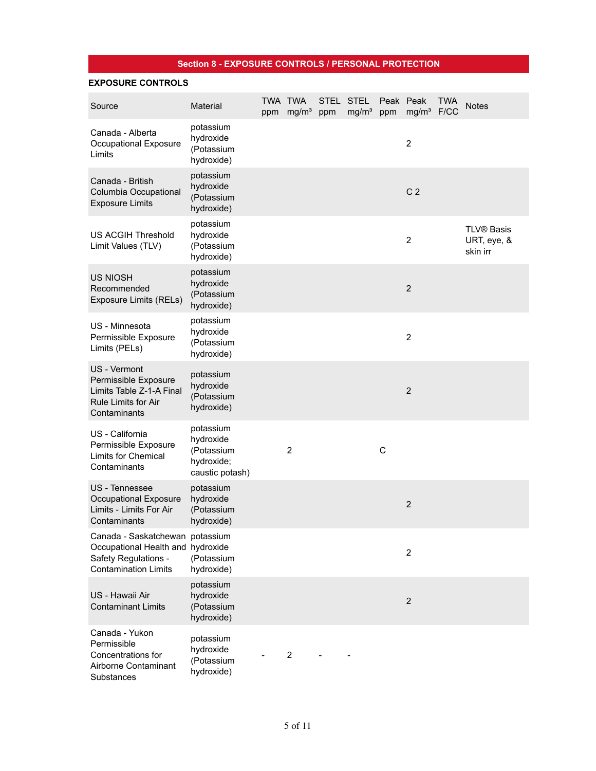## Section 8 - EXPOSURE CONTROLS / PERSONAL PROTECTION

### EXPOSURE CONTROLS

| Source | Material | TWA ppm | TWA mg/m³ | STEL ppm | STEL mg/m³ | Peak ppm | Peak mg/m³ | TWA F/CC | Notes |
|---|---|---|---|---|---|---|---|---|---|
| Canada - Alberta Occupational Exposure Limits | potassium hydroxide (Potassium hydroxide) | | | | | | 2 | | |
| Canada - British Columbia Occupational Exposure Limits | potassium hydroxide (Potassium hydroxide) | | | | | | C 2 | | |
| US ACGIH Threshold Limit Values (TLV) | potassium hydroxide (Potassium hydroxide) | | | | | | 2 | | TLV® Basis URT, eye, & skin irr |
| US NIOSH Recommended Exposure Limits (RELs) | potassium hydroxide (Potassium hydroxide) | | | | | | 2 | | |
| US - Minnesota Permissible Exposure Limits (PELs) | potassium hydroxide (Potassium hydroxide) | | | | | | 2 | | |
| US - Vermont Permissible Exposure Limits Table Z-1-A Final Rule Limits for Air Contaminants | potassium hydroxide (Potassium hydroxide) | | | | | | 2 | | |
| US - California Permissible Exposure Limits for Chemical Contaminants | potassium hydroxide (Potassium hydroxide; caustic potash) | | 2 | | | C | | | |
| US - Tennessee Occupational Exposure Limits - Limits For Air Contaminants | potassium hydroxide (Potassium hydroxide) | | | | | | 2 | | |
| Canada - Saskatchewan Occupational Health and Safety Regulations - Contamination Limits | potassium hydroxide (Potassium hydroxide) | | | | | | 2 | | |
| US - Hawaii Air Contaminant Limits | potassium hydroxide (Potassium hydroxide) | | | | | | 2 | | |
| Canada - Yukon Permissible Concentrations for Airborne Contaminant Substances | potassium hydroxide (Potassium hydroxide) | - | 2 | - | - | | | | |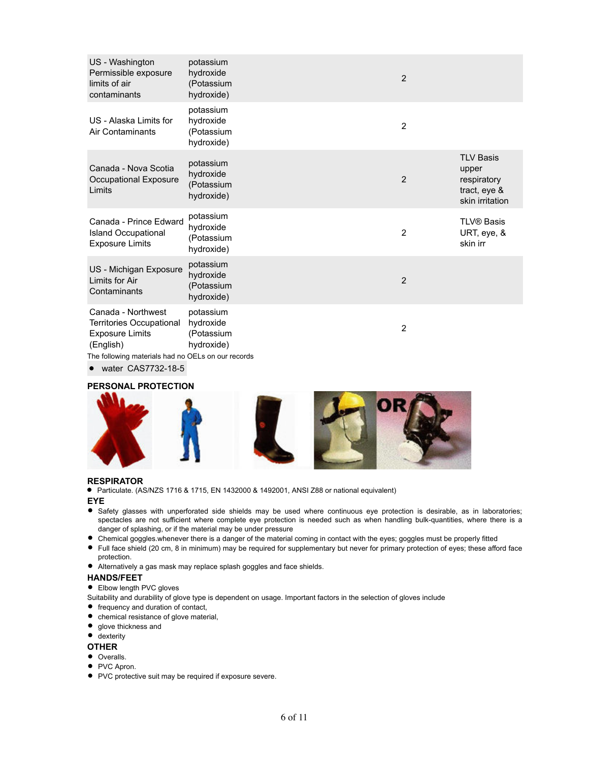| | | | |
|---|---|---|---|
| US - Washington Permissible exposure limits of air contaminants | potassium hydroxide (Potassium hydroxide) | 2 | |
| US - Alaska Limits for Air Contaminants | potassium hydroxide (Potassium hydroxide) | 2 | |
| Canada - Nova Scotia Occupational Exposure Limits | potassium hydroxide (Potassium hydroxide) | 2 | TLV Basis upper respiratory tract, eye & skin irritation |
| Canada - Prince Edward Island Occupational Exposure Limits | potassium hydroxide (Potassium hydroxide) | 2 | TLV® Basis URT, eye, & skin irr |
| US - Michigan Exposure Limits for Air Contaminants | potassium hydroxide (Potassium hydroxide) | 2 | |
| Canada - Northwest Territories Occupational Exposure Limits (English) | potassium hydroxide (Potassium hydroxide) | 2 | |

The following materials had no OELs on our records

- water CAS7732-18-5

## PERSONAL PROTECTION

### RESPIRATOR

- Particulate. (AS/NZS 1716 & 1715, EN 1432000 & 1492001, ANSI Z88 or national equivalent)

### EYE

- Safety glasses with unperforated side shields may be used where continuous eye protection is desirable, as in laboratories; spectacles are not sufficient where complete eye protection is needed such as when handling bulk-quantities, where there is a danger of splashing, or if the material may be under pressure
- Chemical goggles.whenever there is a danger of the material coming in contact with the eyes; goggles must be properly fitted
- Full face shield (20 cm, 8 in minimum) may be required for supplementary but never for primary protection of eyes; these afford face protection.
- Alternatively a gas mask may replace splash goggles and face shields.

### HANDS/FEET

- Elbow length PVC gloves

Suitability and durability of glove type is dependent on usage. Important factors in the selection of gloves include

- frequency and duration of contact,
- chemical resistance of glove material,
- glove thickness and
- dexterity

### OTHER

- Overalls.
- PVC Apron.
- PVC protective suit may be required if exposure severe.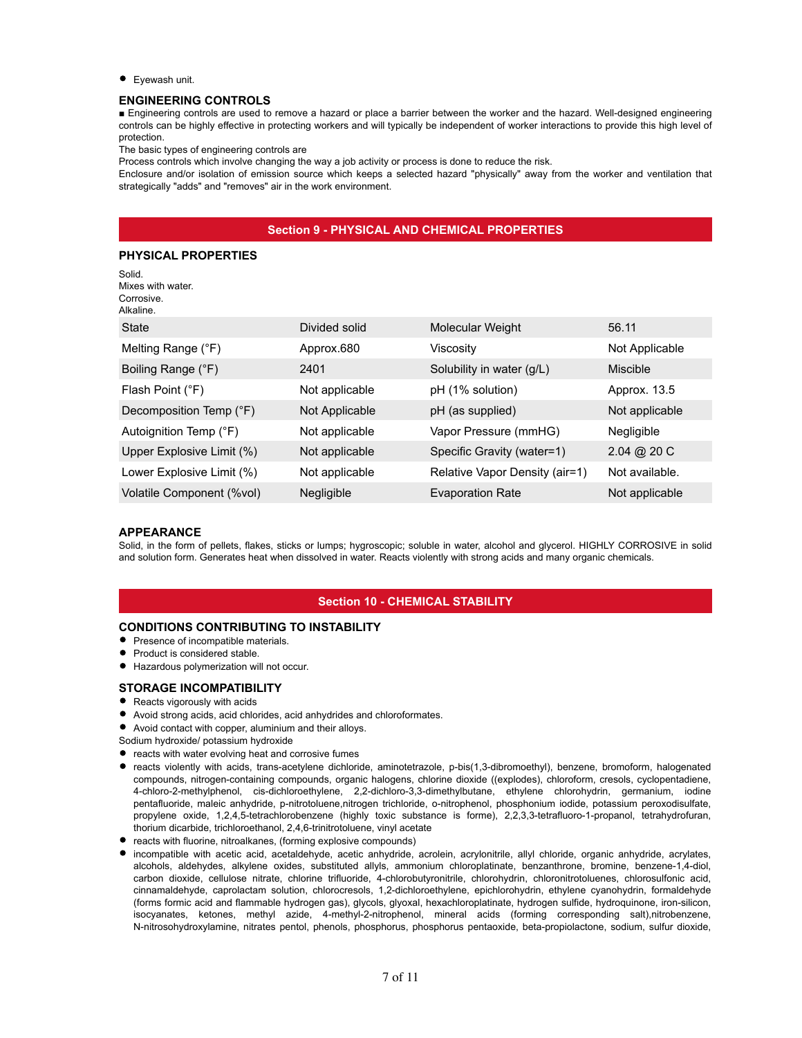- Eyewash unit.

### ENGINEERING CONTROLS

■ Engineering controls are used to remove a hazard or place a barrier between the worker and the hazard. Well-designed engineering controls can be highly effective in protecting workers and will typically be independent of worker interactions to provide this high level of protection.

The basic types of engineering controls are

Process controls which involve changing the way a job activity or process is done to reduce the risk.

Enclosure and/or isolation of emission source which keeps a selected hazard "physically" away from the worker and ventilation that strategically "adds" and "removes" air in the work environment.

## Section 9 - PHYSICAL AND CHEMICAL PROPERTIES

### PHYSICAL PROPERTIES

Solid.
Mixes with water.
Corrosive.
Alkaline.

| State | Divided solid | Molecular Weight | 56.11 |
|---|---|---|---|
| Melting Range (°F) | Approx.680 | Viscosity | Not Applicable |
| Boiling Range (°F) | 2401 | Solubility in water (g/L) | Miscible |
| Flash Point (°F) | Not applicable | pH (1% solution) | Approx. 13.5 |
| Decomposition Temp (°F) | Not Applicable | pH (as supplied) | Not applicable |
| Autoignition Temp (°F) | Not applicable | Vapor Pressure (mmHG) | Negligible |
| Upper Explosive Limit (%) | Not applicable | Specific Gravity (water=1) | 2.04 @ 20 C |
| Lower Explosive Limit (%) | Not applicable | Relative Vapor Density (air=1) | Not available. |
| Volatile Component (%vol) | Negligible | Evaporation Rate | Not applicable |

### APPEARANCE

Solid, in the form of pellets, flakes, sticks or lumps; hygroscopic; soluble in water, alcohol and glycerol. HIGHLY CORROSIVE in solid and solution form. Generates heat when dissolved in water. Reacts violently with strong acids and many organic chemicals.

## Section 10 - CHEMICAL STABILITY

### CONDITIONS CONTRIBUTING TO INSTABILITY

- Presence of incompatible materials.
- Product is considered stable.
- Hazardous polymerization will not occur.

### STORAGE INCOMPATIBILITY

- Reacts vigorously with acids
- Avoid strong acids, acid chlorides, acid anhydrides and chloroformates.
- Avoid contact with copper, aluminium and their alloys.

Sodium hydroxide/ potassium hydroxide

- reacts with water evolving heat and corrosive fumes
- reacts violently with acids, trans-acetylene dichloride, aminotetrazole, p-bis(1,3-dibromoethyl), benzene, bromoform, halogenated compounds, nitrogen-containing compounds, organic halogens, chlorine dioxide ((explodes), chloroform, cresols, cyclopentadiene, 4-chloro-2-methylphenol, cis-dichloroethylene, 2,2-dichloro-3,3-dimethylbutane, ethylene chlorohydrin, germanium, iodine pentafluoride, maleic anhydride, p-nitrotoluene,nitrogen trichloride, o-nitrophenol, phosphonium iodide, potassium peroxodisulfate, propylene oxide, 1,2,4,5-tetrachlorobenzene (highly toxic substance is forme), 2,2,3,3-tetrafluoro-1-propanol, tetrahydrofuran, thorium dicarbide, trichloroethanol, 2,4,6-trinitrotoluene, vinyl acetate
- reacts with fluorine, nitroalkanes, (forming explosive compounds)
- incompatible with acetic acid, acetaldehyde, acetic anhydride, acrolein, acrylonitrile, allyl chloride, organic anhydride, acrylates, alcohols, aldehydes, alkylene oxides, substituted allyls, ammonium chloroplatinate, benzanthrone, bromine, benzene-1,4-diol, carbon dioxide, cellulose nitrate, chlorine trifluoride, 4-chlorobutyronitrile, chlorohydrin, chloronitrotoluenes, chlorosulfonic acid, cinnamaldehyde, caprolactam solution, chlorocresols, 1,2-dichloroethylene, epichlorohydrin, ethylene cyanohydrin, formaldehyde (forms formic acid and flammable hydrogen gas), glycols, glyoxal, hexachloroplatinate, hydrogen sulfide, hydroquinone, iron-silicon, isocyanates, ketones, methyl azide, 4-methyl-2-nitrophenol, mineral acids (forming corresponding salt),nitrobenzene, N-nitrosohydroxylamine, nitrates pentol, phenols, phosphorus, phosphorus pentaoxide, beta-propiolactone, sodium, sulfur dioxide,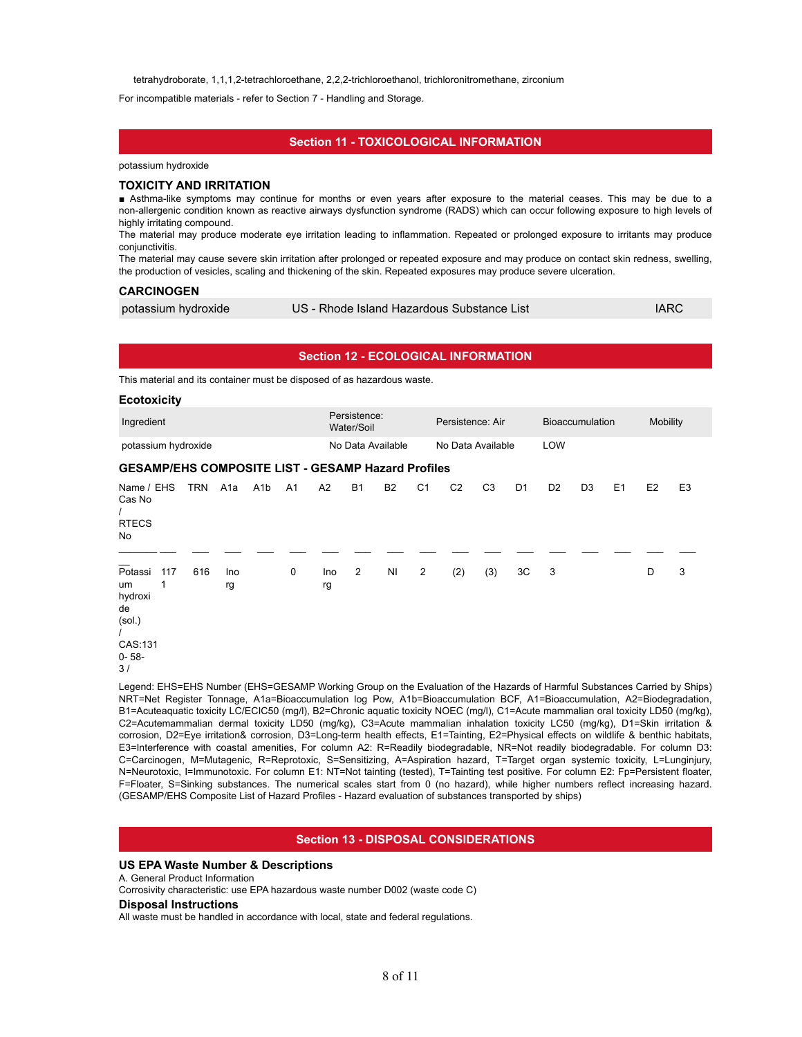tetrahydroborate, 1,1,1,2-tetrachloroethane, 2,2,2-trichloroethanol, trichloronitromethane, zirconium

For incompatible materials - refer to Section 7 - Handling and Storage.

## Section 11 - TOXICOLOGICAL INFORMATION

potassium hydroxide

### TOXICITY AND IRRITATION

■ Asthma-like symptoms may continue for months or even years after exposure to the material ceases. This may be due to a non-allergenic condition known as reactive airways dysfunction syndrome (RADS) which can occur following exposure to high levels of highly irritating compound.

The material may produce moderate eye irritation leading to inflammation. Repeated or prolonged exposure to irritants may produce conjunctivitis.

The material may cause severe skin irritation after prolonged or repeated exposure and may produce on contact skin redness, swelling, the production of vesicles, scaling and thickening of the skin. Repeated exposures may produce severe ulceration.

### CARCINOGEN

| potassium hydroxide | US - Rhode Island Hazardous Substance List | IARC |
|---|---|---|

## Section 12 - ECOLOGICAL INFORMATION

This material and its container must be disposed of as hazardous waste.

### Ecotoxicity

| Ingredient | Persistence: Water/Soil | Persistence: Air | Bioaccumulation | Mobility |
|---|---|---|---|---|
| potassium hydroxide | No Data Available | No Data Available | LOW | |

### GESAMP/EHS COMPOSITE LIST - GESAMP Hazard Profiles

| Name / Cas No / RTECS No | EHS | TRN | A1a | A1b | A1 | A2 | B1 | B2 | C1 | C2 | C3 | D1 | D2 | D3 | E1 | E2 | E3 |
|---|---|---|---|---|---|---|---|---|---|---|---|---|---|---|---|---|---|
| Potassium hydroxide (sol.) / CAS:1310- 58-3 / | 1171 | 616 | Inorg | | 0 | Inorg | 2 | NI | 2 | (2) | (3) | 3C | 3 | | | D | 3 |

Legend: EHS=EHS Number (EHS=GESAMP Working Group on the Evaluation of the Hazards of Harmful Substances Carried by Ships) NRT=Net Register Tonnage, A1a=Bioaccumulation log Pow, A1b=Bioaccumulation BCF, A1=Bioaccumulation, A2=Biodegradation, B1=Acuteaquatic toxicity LC/ECIC50 (mg/l), B2=Chronic aquatic toxicity NOEC (mg/l), C1=Acute mammalian oral toxicity LD50 (mg/kg), C2=Acutemammalian dermal toxicity LD50 (mg/kg), C3=Acute mammalian inhalation toxicity LC50 (mg/kg), D1=Skin irritation & corrosion, D2=Eye irritation& corrosion, D3=Long-term health effects, E1=Tainting, E2=Physical effects on wildlife & benthic habitats, E3=Interference with coastal amenities, For column A2: R=Readily biodegradable, NR=Not readily biodegradable. For column D3: C=Carcinogen, M=Mutagenic, R=Reprotoxic, S=Sensitizing, A=Aspiration hazard, T=Target organ systemic toxicity, L=Lunginjury, N=Neurotoxic, I=Immunotoxic. For column E1: NT=Not tainting (tested), T=Tainting test positive. For column E2: Fp=Persistent floater, F=Floater, S=Sinking substances. The numerical scales start from 0 (no hazard), while higher numbers reflect increasing hazard. (GESAMP/EHS Composite List of Hazard Profiles - Hazard evaluation of substances transported by ships)

## Section 13 - DISPOSAL CONSIDERATIONS

### US EPA Waste Number & Descriptions

A. General Product Information
Corrosivity characteristic: use EPA hazardous waste number D002 (waste code C)

### Disposal Instructions

All waste must be handled in accordance with local, state and federal regulations.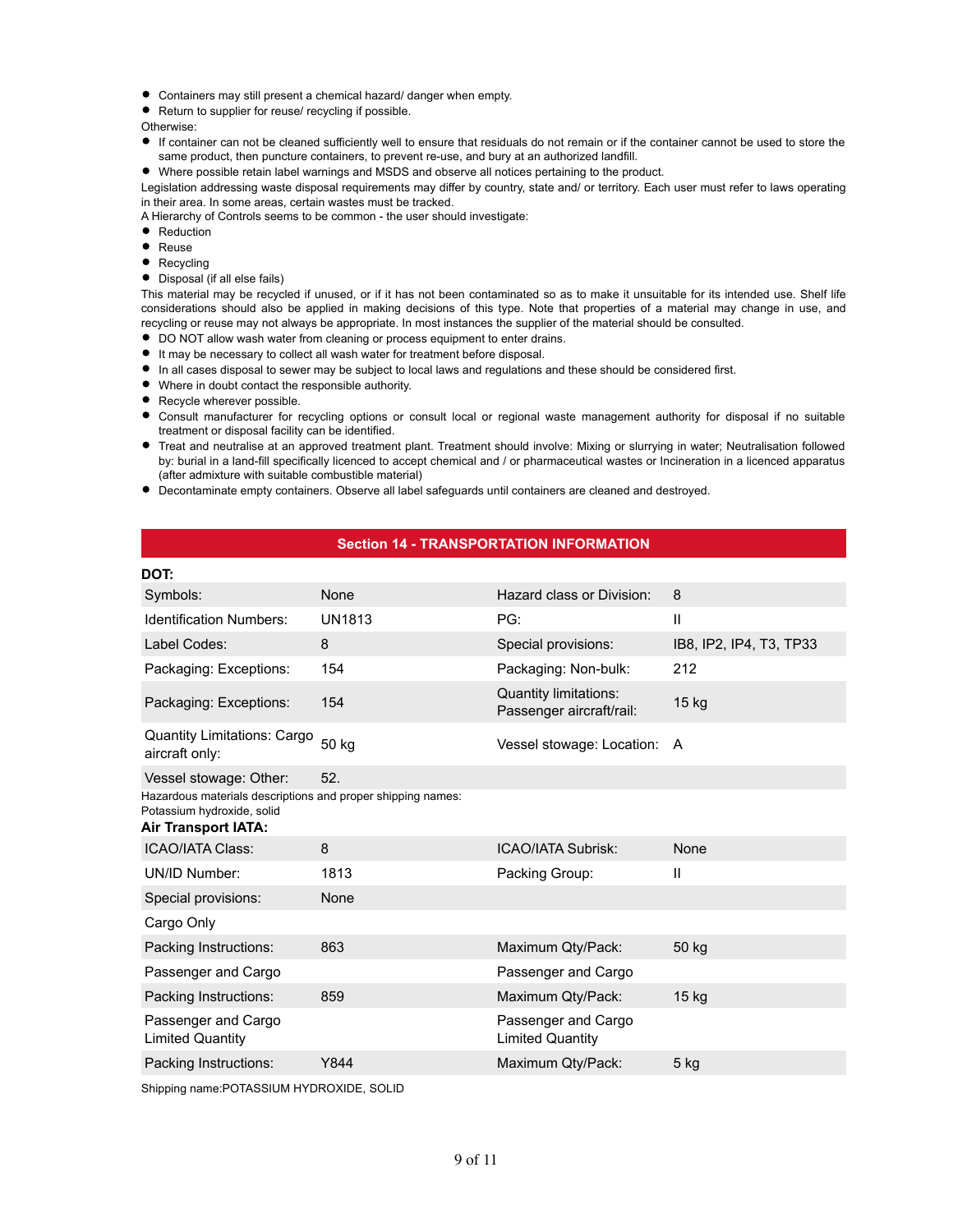- Containers may still present a chemical hazard/ danger when empty.
- Return to supplier for reuse/ recycling if possible.

Otherwise:

- If container can not be cleaned sufficiently well to ensure that residuals do not remain or if the container cannot be used to store the same product, then puncture containers, to prevent re-use, and bury at an authorized landfill.
- Where possible retain label warnings and MSDS and observe all notices pertaining to the product.

Legislation addressing waste disposal requirements may differ by country, state and/ or territory. Each user must refer to laws operating in their area. In some areas, certain wastes must be tracked.

A Hierarchy of Controls seems to be common - the user should investigate:

- Reduction
- Reuse
- Recycling
- Disposal (if all else fails)

This material may be recycled if unused, or if it has not been contaminated so as to make it unsuitable for its intended use. Shelf life considerations should also be applied in making decisions of this type. Note that properties of a material may change in use, and recycling or reuse may not always be appropriate. In most instances the supplier of the material should be consulted.

- DO NOT allow wash water from cleaning or process equipment to enter drains.
- It may be necessary to collect all wash water for treatment before disposal.
- In all cases disposal to sewer may be subject to local laws and regulations and these should be considered first.
- Where in doubt contact the responsible authority.
- Recycle wherever possible.
- Consult manufacturer for recycling options or consult local or regional waste management authority for disposal if no suitable treatment or disposal facility can be identified.
- Treat and neutralise at an approved treatment plant. Treatment should involve: Mixing or slurrying in water; Neutralisation followed by: burial in a land-fill specifically licenced to accept chemical and / or pharmaceutical wastes or Incineration in a licenced apparatus (after admixture with suitable combustible material)
- Decontaminate empty containers. Observe all label safeguards until containers are cleaned and destroyed.

## Section 14 - TRANSPORTATION INFORMATION

**DOT:**

| | | | |
|---|---|---|---|
| Symbols: | None | Hazard class or Division: | 8 |
| Identification Numbers: | UN1813 | PG: | II |
| Label Codes: | 8 | Special provisions: | IB8, IP2, IP4, T3, TP33 |
| Packaging: Exceptions: | 154 | Packaging: Non-bulk: | 212 |
| Packaging: Exceptions: | 154 | Quantity limitations: Passenger aircraft/rail: | 15 kg |
| Quantity Limitations: Cargo aircraft only: | 50 kg | Vessel stowage: Location: | A |
| Vessel stowage: Other: | 52. | | |

Hazardous materials descriptions and proper shipping names:
Potassium hydroxide, solid

**Air Transport IATA:**

| | | | |
|---|---|---|---|
| ICAO/IATA Class: | 8 | ICAO/IATA Subrisk: | None |
| UN/ID Number: | 1813 | Packing Group: | II |
| Special provisions: | None | | |
| Cargo Only | | | |
| Packing Instructions: | 863 | Maximum Qty/Pack: | 50 kg |
| Passenger and Cargo | | Passenger and Cargo | |
| Packing Instructions: | 859 | Maximum Qty/Pack: | 15 kg |
| Passenger and Cargo Limited Quantity | | Passenger and Cargo Limited Quantity | |
| Packing Instructions: | Y844 | Maximum Qty/Pack: | 5 kg |

Shipping name:POTASSIUM HYDROXIDE, SOLID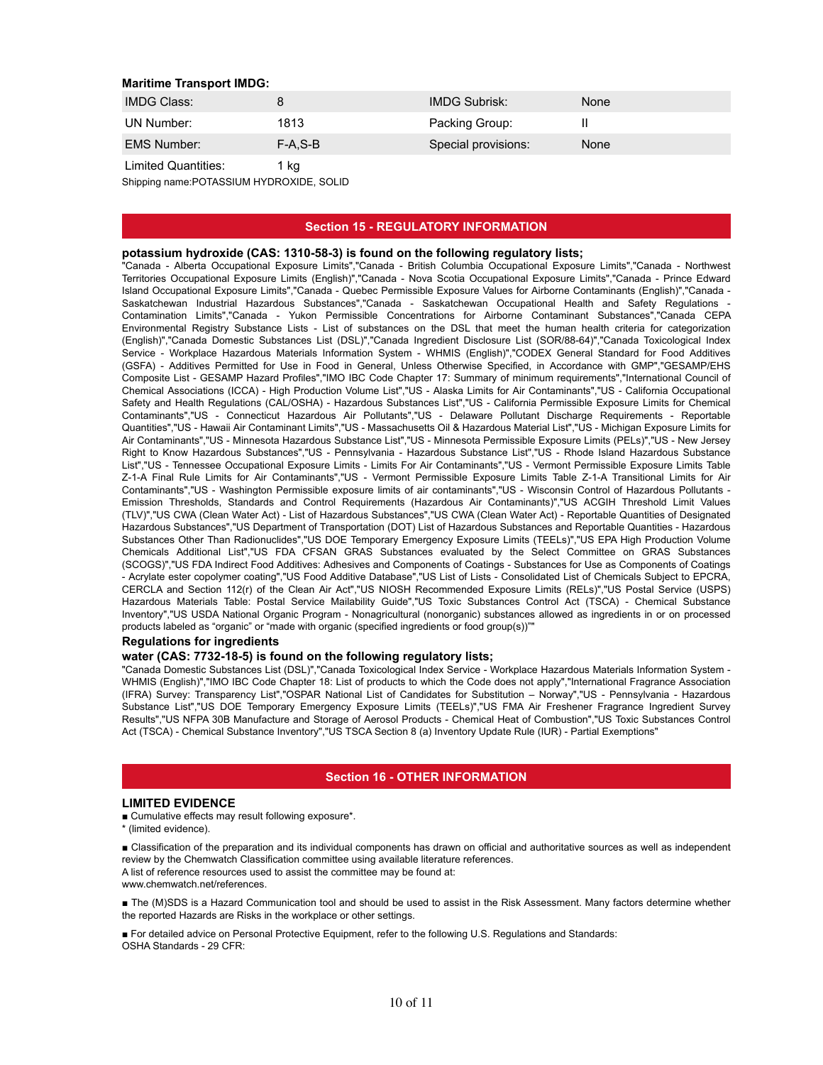**Maritime Transport IMDG:**

| IMDG Class: | 8 | IMDG Subrisk: | None |
|---|---|---|---|
| UN Number: | 1813 | Packing Group: | II |
| EMS Number: | F-A,S-B | Special provisions: | None |
| Limited Quantities: | 1 kg | | |

Shipping name:POTASSIUM HYDROXIDE, SOLID

## Section 15 - REGULATORY INFORMATION

**potassium hydroxide (CAS: 1310-58-3) is found on the following regulatory lists;**

"Canada - Alberta Occupational Exposure Limits","Canada - British Columbia Occupational Exposure Limits","Canada - Northwest Territories Occupational Exposure Limits (English)","Canada - Nova Scotia Occupational Exposure Limits","Canada - Prince Edward Island Occupational Exposure Limits","Canada - Quebec Permissible Exposure Values for Airborne Contaminants (English)","Canada - Saskatchewan Industrial Hazardous Substances","Canada - Saskatchewan Occupational Health and Safety Regulations - Contamination Limits","Canada - Yukon Permissible Concentrations for Airborne Contaminant Substances","Canada CEPA Environmental Registry Substance Lists - List of substances on the DSL that meet the human health criteria for categorization (English)","Canada Domestic Substances List (DSL)","Canada Ingredient Disclosure List (SOR/88-64)","Canada Toxicological Index Service - Workplace Hazardous Materials Information System - WHMIS (English)","CODEX General Standard for Food Additives (GSFA) - Additives Permitted for Use in Food in General, Unless Otherwise Specified, in Accordance with GMP","GESAMP/EHS Composite List - GESAMP Hazard Profiles","IMO IBC Code Chapter 17: Summary of minimum requirements","International Council of Chemical Associations (ICCA) - High Production Volume List","US - Alaska Limits for Air Contaminants","US - California Occupational Safety and Health Regulations (CAL/OSHA) - Hazardous Substances List","US - California Permissible Exposure Limits for Chemical Contaminants","US - Connecticut Hazardous Air Pollutants","US - Delaware Pollutant Discharge Requirements - Reportable Quantities","US - Hawaii Air Contaminant Limits","US - Massachusetts Oil & Hazardous Material List","US - Michigan Exposure Limits for Air Contaminants","US - Minnesota Hazardous Substance List","US - Minnesota Permissible Exposure Limits (PELs)","US - New Jersey Right to Know Hazardous Substances","US - Pennsylvania - Hazardous Substance List","US - Rhode Island Hazardous Substance List","US - Tennessee Occupational Exposure Limits - Limits For Air Contaminants","US - Vermont Permissible Exposure Limits Table Z-1-A Final Rule Limits for Air Contaminants","US - Vermont Permissible Exposure Limits Table Z-1-A Transitional Limits for Air Contaminants","US - Washington Permissible exposure limits of air contaminants","US - Wisconsin Control of Hazardous Pollutants - Emission Thresholds, Standards and Control Requirements (Hazardous Air Contaminants)","US ACGIH Threshold Limit Values (TLV)","US CWA (Clean Water Act) - List of Hazardous Substances","US CWA (Clean Water Act) - Reportable Quantities of Designated Hazardous Substances","US Department of Transportation (DOT) List of Hazardous Substances and Reportable Quantities - Hazardous Substances Other Than Radionuclides","US DOE Temporary Emergency Exposure Limits (TEELs)","US EPA High Production Volume Chemicals Additional List","US FDA CFSAN GRAS Substances evaluated by the Select Committee on GRAS Substances (SCOGS)","US FDA Indirect Food Additives: Adhesives and Components of Coatings - Substances for Use as Components of Coatings - Acrylate ester copolymer coating","US Food Additive Database","US List of Lists - Consolidated List of Chemicals Subject to EPCRA, CERCLA and Section 112(r) of the Clean Air Act","US NIOSH Recommended Exposure Limits (RELs)","US Postal Service (USPS) Hazardous Materials Table: Postal Service Mailability Guide","US Toxic Substances Control Act (TSCA) - Chemical Substance Inventory","US USDA National Organic Program - Nonagricultural (nonorganic) substances allowed as ingredients in or on processed products labeled as "organic" or "made with organic (specified ingredients or food group(s))""

### Regulations for ingredients

**water (CAS: 7732-18-5) is found on the following regulatory lists;**

"Canada Domestic Substances List (DSL)","Canada Toxicological Index Service - Workplace Hazardous Materials Information System - WHMIS (English)","IMO IBC Code Chapter 18: List of products to which the Code does not apply","International Fragrance Association (IFRA) Survey: Transparency List","OSPAR National List of Candidates for Substitution – Norway","US - Pennsylvania - Hazardous Substance List","US DOE Temporary Emergency Exposure Limits (TEELs)","US FMA Air Freshener Fragrance Ingredient Survey Results","US NFPA 30B Manufacture and Storage of Aerosol Products - Chemical Heat of Combustion","US Toxic Substances Control Act (TSCA) - Chemical Substance Inventory","US TSCA Section 8 (a) Inventory Update Rule (IUR) - Partial Exemptions"

## Section 16 - OTHER INFORMATION

### LIMITED EVIDENCE

■ Cumulative effects may result following exposure*.
* (limited evidence).

■ Classification of the preparation and its individual components has drawn on official and authoritative sources as well as independent review by the Chemwatch Classification committee using available literature references.
A list of reference resources used to assist the committee may be found at:
www.chemwatch.net/references.

■ The (M)SDS is a Hazard Communication tool and should be used to assist in the Risk Assessment. Many factors determine whether the reported Hazards are Risks in the workplace or other settings.

■ For detailed advice on Personal Protective Equipment, refer to the following U.S. Regulations and Standards:
OSHA Standards - 29 CFR: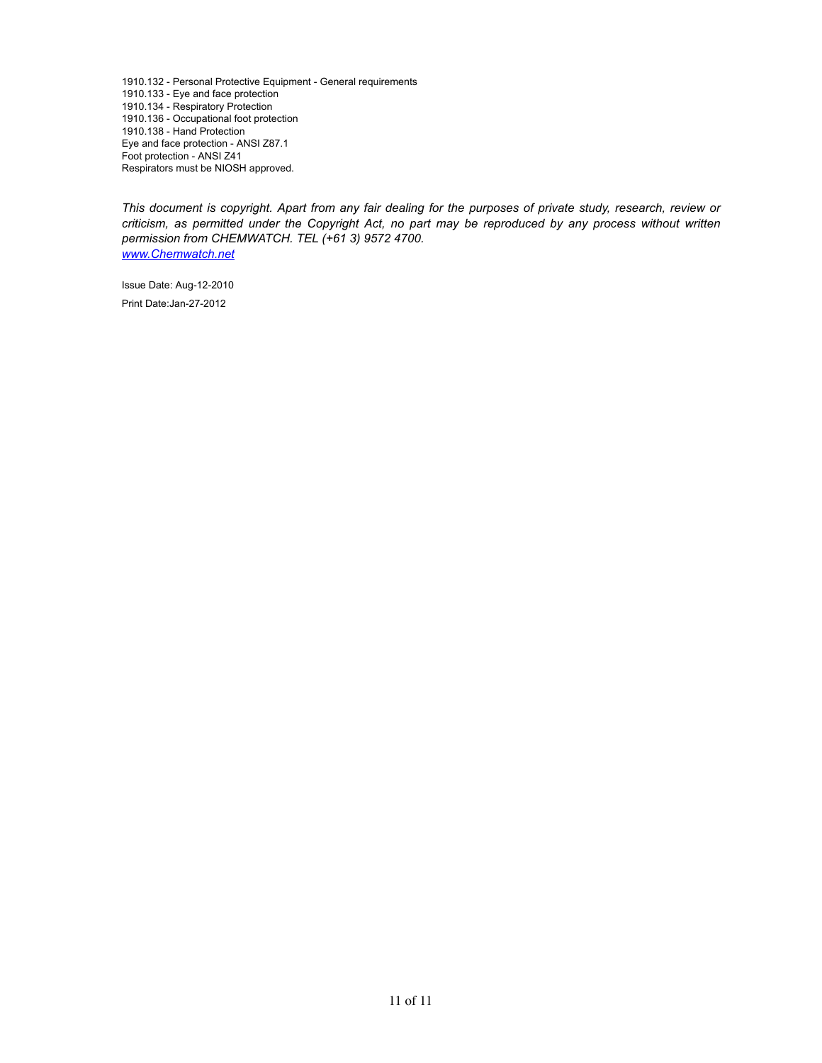1910.132 - Personal Protective Equipment - General requirements
1910.133 - Eye and face protection
1910.134 - Respiratory Protection
1910.136 - Occupational foot protection
1910.138 - Hand Protection
Eye and face protection - ANSI Z87.1
Foot protection - ANSI Z41
Respirators must be NIOSH approved.

*This document is copyright. Apart from any fair dealing for the purposes of private study, research, review or criticism, as permitted under the Copyright Act, no part may be reproduced by any process without written permission from CHEMWATCH. TEL (+61 3) 9572 4700.*
*www.Chemwatch.net*

Issue Date: Aug-12-2010

Print Date:Jan-27-2012